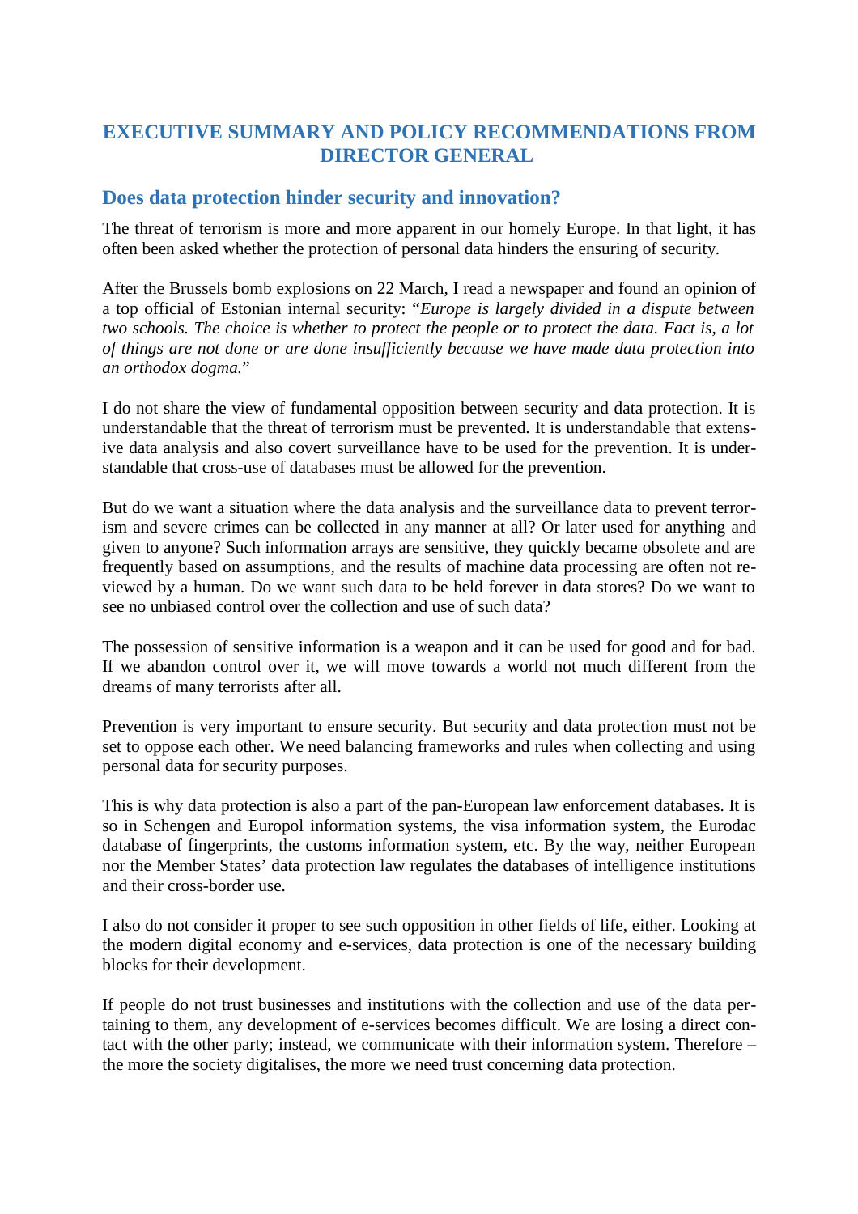# EXECUTIVE SUMMARY AND POLICY RECOMMENDATIONS FROM DIRECTOR GENERAL

## Does data protection hinder security and innovation?

The threat of terrorism is more and more apparent in our homely Europe. In that light, it has often been asked whether the protection of personal data hinders the ensuring of security.

After the Brussels bomb explosions on 22 March, I read a newspaper and found an opinion of a top official of Estonian internal security: "*Europe is largely divided in a dispute between two schools. The choice is whether to protect the people or to protect the data. Fact is, a lot of things are not done or are done insufficiently because we have made data protection into an orthodox dogma.*"

I do not share the view of fundamental opposition between security and data protection. It is understandable that the threat of terrorism must be prevented. It is understandable that extensive data analysis and also covert surveillance have to be used for the prevention. It is understandable that cross-use of databases must be allowed for the prevention.

But do we want a situation where the data analysis and the surveillance data to prevent terrorism and severe crimes can be collected in any manner at all? Or later used for anything and given to anyone? Such information arrays are sensitive, they quickly became obsolete and are frequently based on assumptions, and the results of machine data processing are often not reviewed by a human. Do we want such data to be held forever in data stores? Do we want to see no unbiased control over the collection and use of such data?

The possession of sensitive information is a weapon and it can be used for good and for bad. If we abandon control over it, we will move towards a world not much different from the dreams of many terrorists after all.

Prevention is very important to ensure security. But security and data protection must not be set to oppose each other. We need balancing frameworks and rules when collecting and using personal data for security purposes.

This is why data protection is also a part of the pan-European law enforcement databases. It is so in Schengen and Europol information systems, the visa information system, the Eurodac database of fingerprints, the customs information system, etc. By the way, neither European nor the Member States' data protection law regulates the databases of intelligence institutions and their cross-border use.

I also do not consider it proper to see such opposition in other fields of life, either. Looking at the modern digital economy and e-services, data protection is one of the necessary building blocks for their development.

If people do not trust businesses and institutions with the collection and use of the data pertaining to them, any development of e-services becomes difficult. We are losing a direct contact with the other party; instead, we communicate with their information system. Therefore – the more the society digitalises, the more we need trust concerning data protection.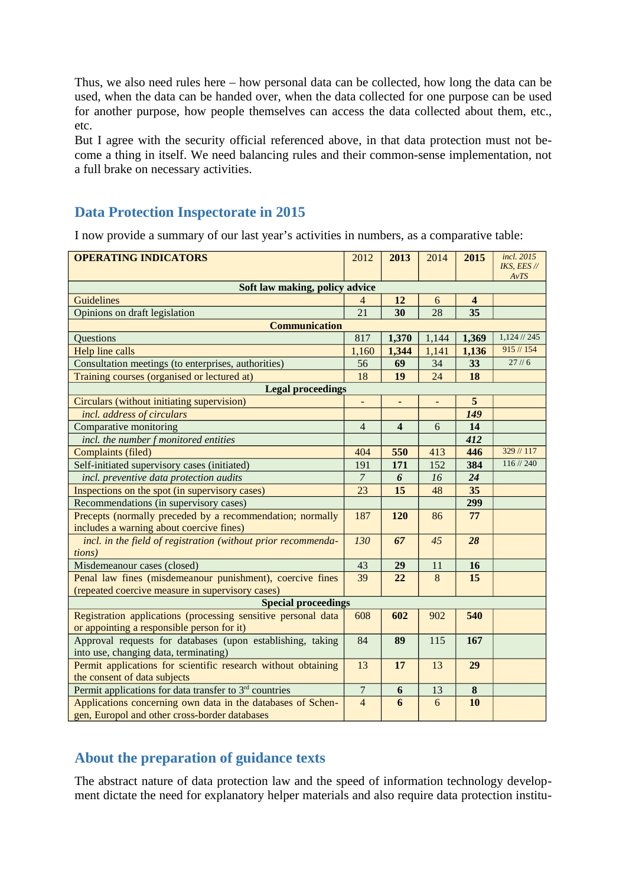Thus, we also need rules here – how personal data can be collected, how long the data can be used, when the data can be handed over, when the data collected for one purpose can be used for another purpose, how people themselves can access the data collected about them, etc., etc.

But I agree with the security official referenced above, in that data protection must not become a thing in itself. We need balancing rules and their common-sense implementation, not a full brake on necessary activities.

## Data Protection Inspectorate in 2015

I now provide a summary of our last year's activities in numbers, as a comparative table:

| **OPERATING INDICATORS** | 2012 | **2013** | 2014 | **2015** | *incl. 2015 IKS, EES // AvTS* |
|---|---|---|---|---|---|
| **Soft law making, policy advice** | | | | | |
| Guidelines | 4 | **12** | 6 | **4** | |
| Opinions on draft legislation | 21 | **30** | 28 | **35** | |
| **Communication** | | | | | |
| Questions | 817 | **1,370** | 1,144 | **1,369** | 1,124 // 245 |
| Help line calls | 1,160 | **1,344** | 1,141 | **1,136** | 915 // 154 |
| Consultation meetings (to enterprises, authorities) | 56 | **69** | 34 | **33** | 27 // 6 |
| Training courses (organised or lectured at) | 18 | **19** | 24 | **18** | |
| **Legal proceedings** | | | | | |
| Circulars (without initiating supervision) | - | **-** | - | **5** | |
| *incl. address of circulars* | | | | ***149*** | |
| Comparative monitoring | 4 | **4** | 6 | **14** | |
| *incl. the number f monitored entities* | | | | ***412*** | |
| Complaints (filed) | 404 | **550** | 413 | **446** | 329 // 117 |
| Self-initiated supervisory cases (initiated) | 191 | **171** | 152 | **384** | 116 // 240 |
| *incl. preventive data protection audits* | *7* | ***6*** | *16* | ***24*** | |
| Inspections on the spot (in supervisory cases) | 23 | **15** | 48 | **35** | |
| Recommendations (in supervisory cases) | | | | **299** | |
| Precepts (normally preceded by a recommendation; normally includes a warning about coercive fines) | 187 | **120** | 86 | **77** | |
| *incl. in the field of registration (without prior recommendations)* | *130* | ***67*** | *45* | ***28*** | |
| Misdemeanour cases (closed) | 43 | **29** | 11 | **16** | |
| Penal law fines (misdemeanour punishment), coercive fines (repeated coercive measure in supervisory cases) | 39 | **22** | 8 | **15** | |
| **Special proceedings** | | | | | |
| Registration applications (processing sensitive personal data or appointing a responsible person for it) | 608 | **602** | 902 | **540** | |
| Approval requests for databases (upon establishing, taking into use, changing data, terminating) | 84 | **89** | 115 | **167** | |
| Permit applications for scientific research without obtaining the consent of data subjects | 13 | **17** | 13 | **29** | |
| Permit applications for data transfer to 3rd countries | 7 | **6** | 13 | **8** | |
| Applications concerning own data in the databases of Schengen, Europol and other cross-border databases | 4 | **6** | 6 | **10** | |

## About the preparation of guidance texts

The abstract nature of data protection law and the speed of information technology development dictate the need for explanatory helper materials and also require data protection institu-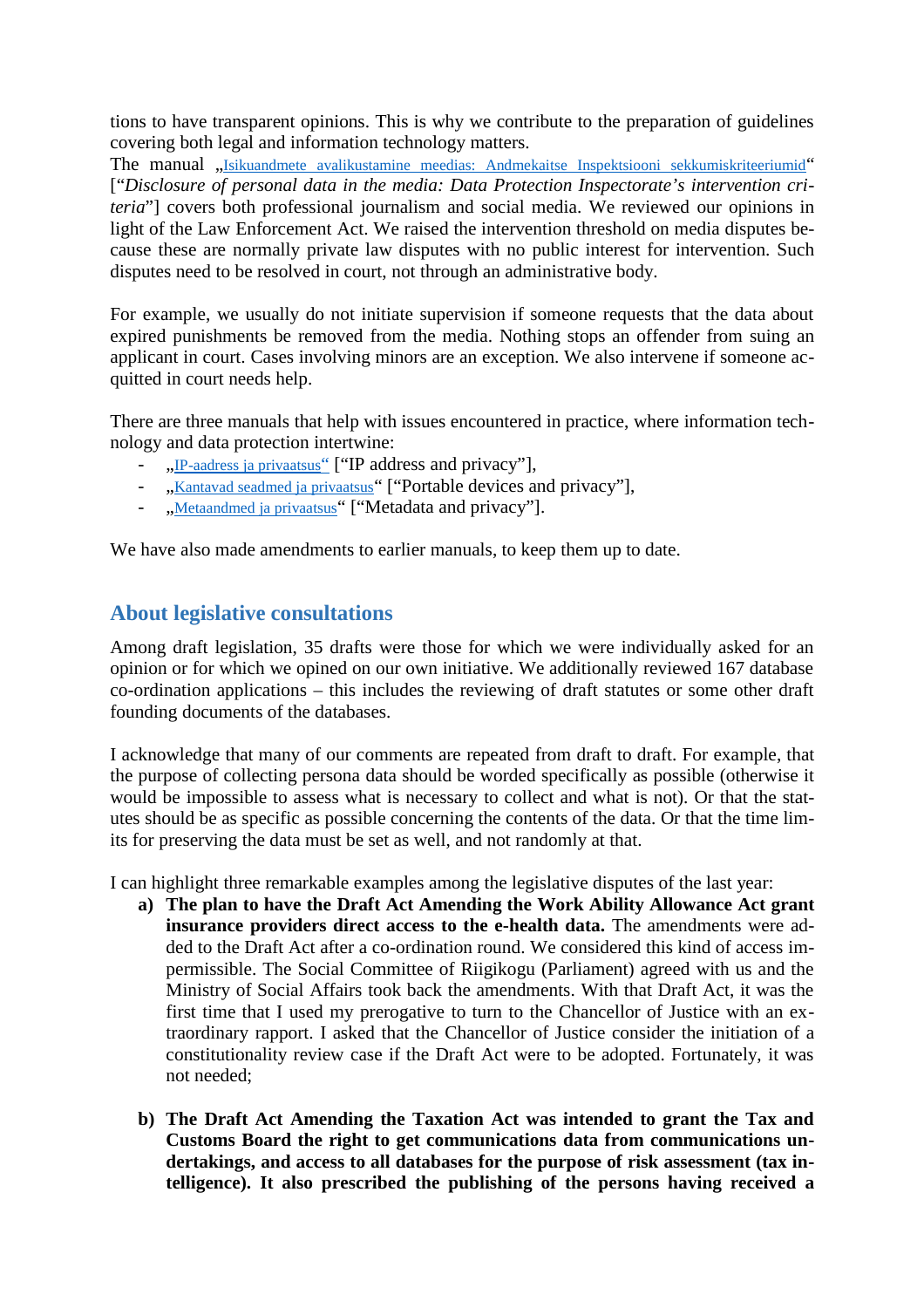tions to have transparent opinions. This is why we contribute to the preparation of guidelines covering both legal and information technology matters.

The manual „Isikuandmete avalikustamine meedias: Andmekaitse Inspektsiooni sekkumiskriteeriumid" [*"Disclosure of personal data in the media: Data Protection Inspectorate's intervention criteria*"] covers both professional journalism and social media. We reviewed our opinions in light of the Law Enforcement Act. We raised the intervention threshold on media disputes because these are normally private law disputes with no public interest for intervention. Such disputes need to be resolved in court, not through an administrative body.

For example, we usually do not initiate supervision if someone requests that the data about expired punishments be removed from the media. Nothing stops an offender from suing an applicant in court. Cases involving minors are an exception. We also intervene if someone acquitted in court needs help.

There are three manuals that help with issues encountered in practice, where information technology and data protection intertwine:

- „IP-aadress ja privaatsus" ["IP address and privacy"],
- „Kantavad seadmed ja privaatsus" ["Portable devices and privacy"],
- „Metaandmed ja privaatsus" ["Metadata and privacy"].

We have also made amendments to earlier manuals, to keep them up to date.

## About legislative consultations

Among draft legislation, 35 drafts were those for which we were individually asked for an opinion or for which we opined on our own initiative. We additionally reviewed 167 database co-ordination applications – this includes the reviewing of draft statutes or some other draft founding documents of the databases.

I acknowledge that many of our comments are repeated from draft to draft. For example, that the purpose of collecting persona data should be worded specifically as possible (otherwise it would be impossible to assess what is necessary to collect and what is not). Or that the statutes should be as specific as possible concerning the contents of the data. Or that the time limits for preserving the data must be set as well, and not randomly at that.

I can highlight three remarkable examples among the legislative disputes of the last year:

a) **The plan to have the Draft Act Amending the Work Ability Allowance Act grant insurance providers direct access to the e-health data.** The amendments were added to the Draft Act after a co-ordination round. We considered this kind of access impermissible. The Social Committee of Riigikogu (Parliament) agreed with us and the Ministry of Social Affairs took back the amendments. With that Draft Act, it was the first time that I used my prerogative to turn to the Chancellor of Justice with an extraordinary rapport. I asked that the Chancellor of Justice consider the initiation of a constitutionality review case if the Draft Act were to be adopted. Fortunately, it was not needed;

b) **The Draft Act Amending the Taxation Act was intended to grant the Tax and Customs Board the right to get communications data from communications undertakings, and access to all databases for the purpose of risk assessment (tax intelligence). It also prescribed the publishing of the persons having received a**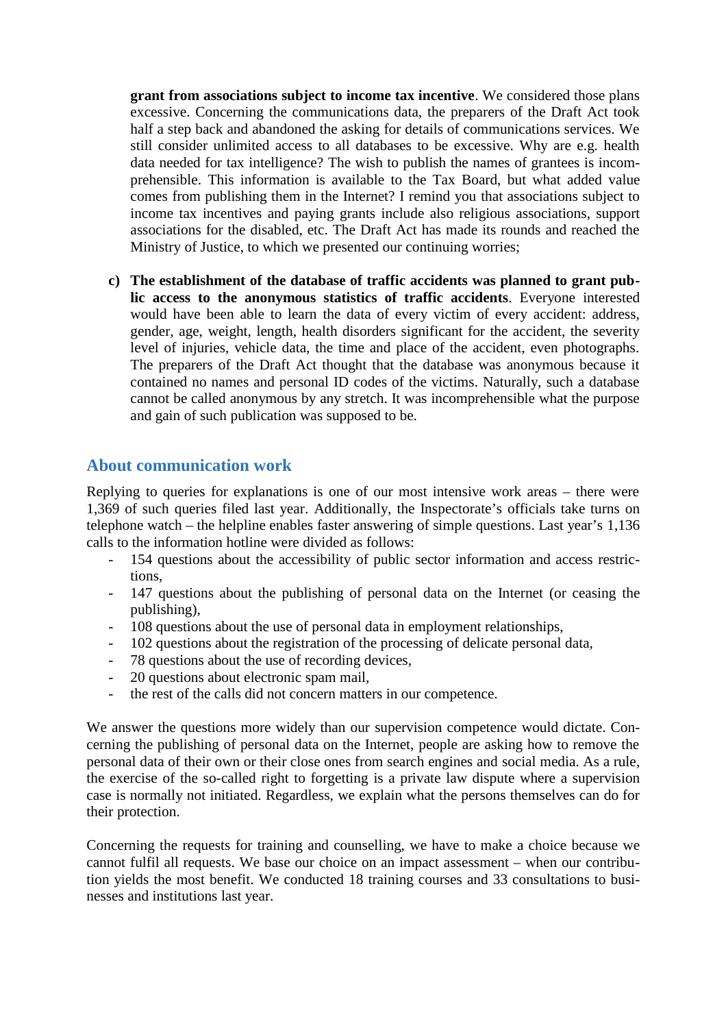**grant from associations subject to income tax incentive**. We considered those plans excessive. Concerning the communications data, the preparers of the Draft Act took half a step back and abandoned the asking for details of communications services. We still consider unlimited access to all databases to be excessive. Why are e.g. health data needed for tax intelligence? The wish to publish the names of grantees is incomprehensible. This information is available to the Tax Board, but what added value comes from publishing them in the Internet? I remind you that associations subject to income tax incentives and paying grants include also religious associations, support associations for the disabled, etc. The Draft Act has made its rounds and reached the Ministry of Justice, to which we presented our continuing worries;

c) **The establishment of the database of traffic accidents was planned to grant public access to the anonymous statistics of traffic accidents**. Everyone interested would have been able to learn the data of every victim of every accident: address, gender, age, weight, length, health disorders significant for the accident, the severity level of injuries, vehicle data, the time and place of the accident, even photographs. The preparers of the Draft Act thought that the database was anonymous because it contained no names and personal ID codes of the victims. Naturally, such a database cannot be called anonymous by any stretch. It was incomprehensible what the purpose and gain of such publication was supposed to be.

## About communication work

Replying to queries for explanations is one of our most intensive work areas – there were 1,369 of such queries filed last year. Additionally, the Inspectorate's officials take turns on telephone watch – the helpline enables faster answering of simple questions. Last year's 1,136 calls to the information hotline were divided as follows:

- 154 questions about the accessibility of public sector information and access restrictions,
- 147 questions about the publishing of personal data on the Internet (or ceasing the publishing),
- 108 questions about the use of personal data in employment relationships,
- 102 questions about the registration of the processing of delicate personal data,
- 78 questions about the use of recording devices,
- 20 questions about electronic spam mail,
- the rest of the calls did not concern matters in our competence.

We answer the questions more widely than our supervision competence would dictate. Concerning the publishing of personal data on the Internet, people are asking how to remove the personal data of their own or their close ones from search engines and social media. As a rule, the exercise of the so-called right to forgetting is a private law dispute where a supervision case is normally not initiated. Regardless, we explain what the persons themselves can do for their protection.

Concerning the requests for training and counselling, we have to make a choice because we cannot fulfil all requests. We base our choice on an impact assessment – when our contribution yields the most benefit. We conducted 18 training courses and 33 consultations to businesses and institutions last year.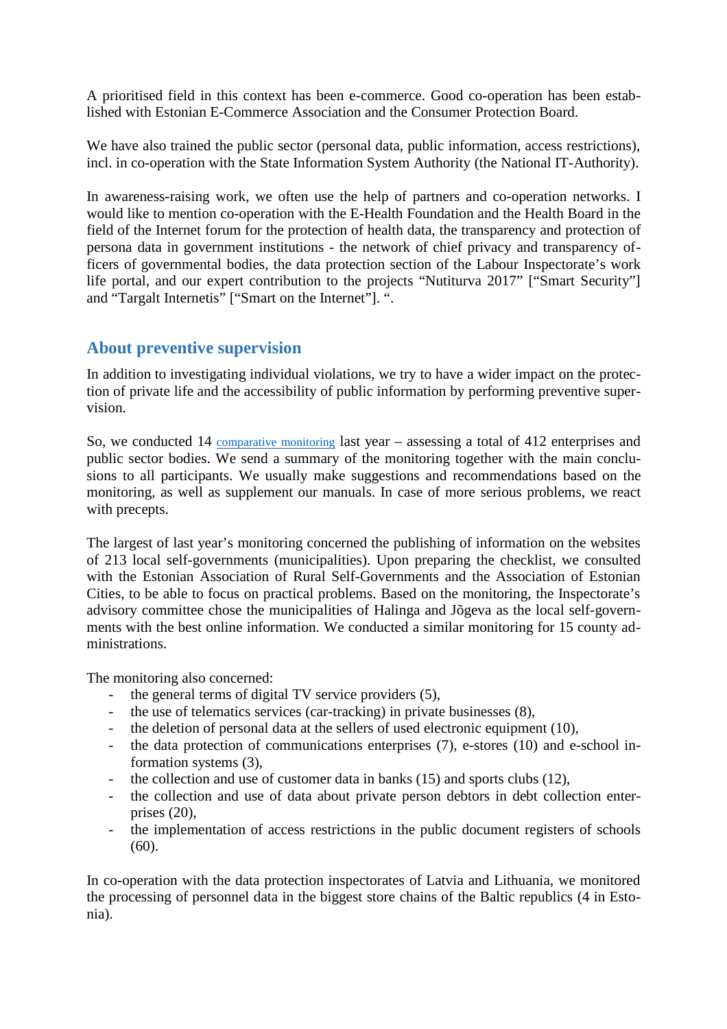A prioritised field in this context has been e-commerce. Good co-operation has been established with Estonian E-Commerce Association and the Consumer Protection Board.

We have also trained the public sector (personal data, public information, access restrictions), incl. in co-operation with the State Information System Authority (the National IT-Authority).

In awareness-raising work, we often use the help of partners and co-operation networks. I would like to mention co-operation with the E-Health Foundation and the Health Board in the field of the Internet forum for the protection of health data, the transparency and protection of persona data in government institutions - the network of chief privacy and transparency officers of governmental bodies, the data protection section of the Labour Inspectorate's work life portal, and our expert contribution to the projects "Nutiturva 2017" ["Smart Security"] and "Targalt Internetis" ["Smart on the Internet"]. ".

## About preventive supervision

In addition to investigating individual violations, we try to have a wider impact on the protection of private life and the accessibility of public information by performing preventive supervision.

So, we conducted 14 comparative monitoring last year – assessing a total of 412 enterprises and public sector bodies. We send a summary of the monitoring together with the main conclusions to all participants. We usually make suggestions and recommendations based on the monitoring, as well as supplement our manuals. In case of more serious problems, we react with precepts.

The largest of last year's monitoring concerned the publishing of information on the websites of 213 local self-governments (municipalities). Upon preparing the checklist, we consulted with the Estonian Association of Rural Self-Governments and the Association of Estonian Cities, to be able to focus on practical problems. Based on the monitoring, the Inspectorate's advisory committee chose the municipalities of Halinga and Jõgeva as the local self-governments with the best online information. We conducted a similar monitoring for 15 county administrations.

The monitoring also concerned:

- the general terms of digital TV service providers (5),
- the use of telematics services (car-tracking) in private businesses (8),
- the deletion of personal data at the sellers of used electronic equipment (10),
- the data protection of communications enterprises (7), e-stores (10) and e-school information systems (3),
- the collection and use of customer data in banks (15) and sports clubs (12),
- the collection and use of data about private person debtors in debt collection enterprises (20),
- the implementation of access restrictions in the public document registers of schools (60).

In co-operation with the data protection inspectorates of Latvia and Lithuania, we monitored the processing of personnel data in the biggest store chains of the Baltic republics (4 in Estonia).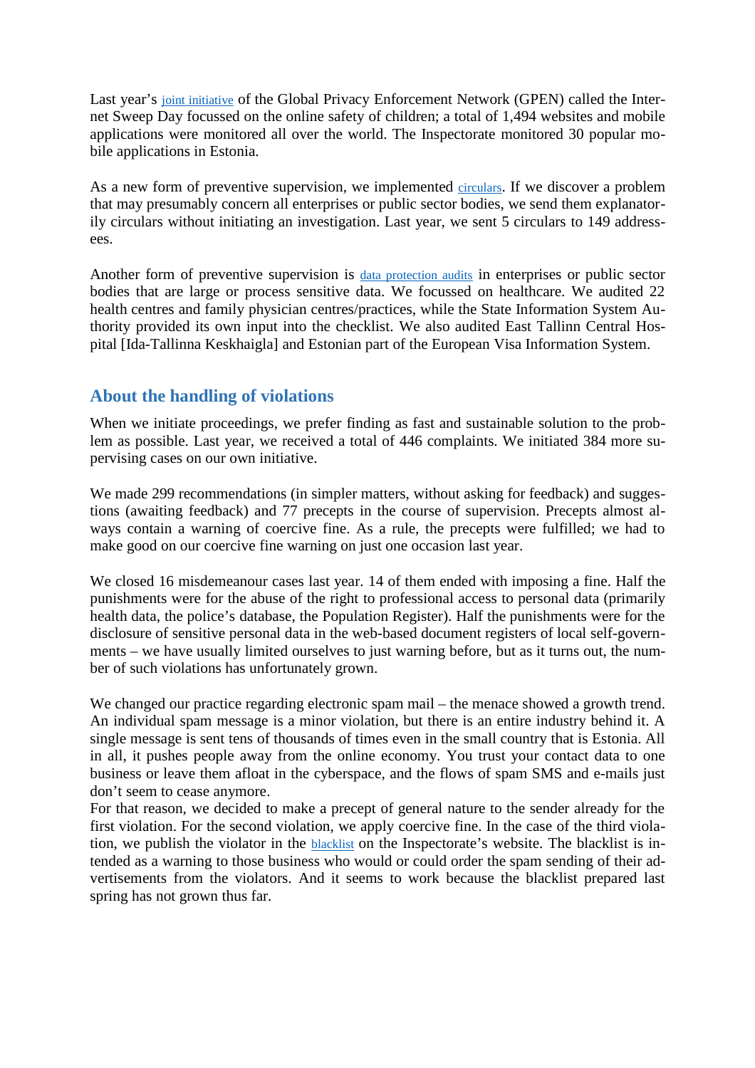Last year's joint initiative of the Global Privacy Enforcement Network (GPEN) called the Internet Sweep Day focussed on the online safety of children; a total of 1,494 websites and mobile applications were monitored all over the world. The Inspectorate monitored 30 popular mobile applications in Estonia.

As a new form of preventive supervision, we implemented circulars. If we discover a problem that may presumably concern all enterprises or public sector bodies, we send them explanatorily circulars without initiating an investigation. Last year, we sent 5 circulars to 149 addressees.

Another form of preventive supervision is data protection audits in enterprises or public sector bodies that are large or process sensitive data. We focussed on healthcare. We audited 22 health centres and family physician centres/practices, while the State Information System Authority provided its own input into the checklist. We also audited East Tallinn Central Hospital [Ida-Tallinna Keskhaigla] and Estonian part of the European Visa Information System.

## About the handling of violations

When we initiate proceedings, we prefer finding as fast and sustainable solution to the problem as possible. Last year, we received a total of 446 complaints. We initiated 384 more supervising cases on our own initiative.

We made 299 recommendations (in simpler matters, without asking for feedback) and suggestions (awaiting feedback) and 77 precepts in the course of supervision. Precepts almost always contain a warning of coercive fine. As a rule, the precepts were fulfilled; we had to make good on our coercive fine warning on just one occasion last year.

We closed 16 misdemeanour cases last year. 14 of them ended with imposing a fine. Half the punishments were for the abuse of the right to professional access to personal data (primarily health data, the police's database, the Population Register). Half the punishments were for the disclosure of sensitive personal data in the web-based document registers of local self-governments – we have usually limited ourselves to just warning before, but as it turns out, the number of such violations has unfortunately grown.

We changed our practice regarding electronic spam mail – the menace showed a growth trend. An individual spam message is a minor violation, but there is an entire industry behind it. A single message is sent tens of thousands of times even in the small country that is Estonia. All in all, it pushes people away from the online economy. You trust your contact data to one business or leave them afloat in the cyberspace, and the flows of spam SMS and e-mails just don't seem to cease anymore.
For that reason, we decided to make a precept of general nature to the sender already for the first violation. For the second violation, we apply coercive fine. In the case of the third violation, we publish the violator in the blacklist on the Inspectorate's website. The blacklist is intended as a warning to those business who would or could order the spam sending of their advertisements from the violators. And it seems to work because the blacklist prepared last spring has not grown thus far.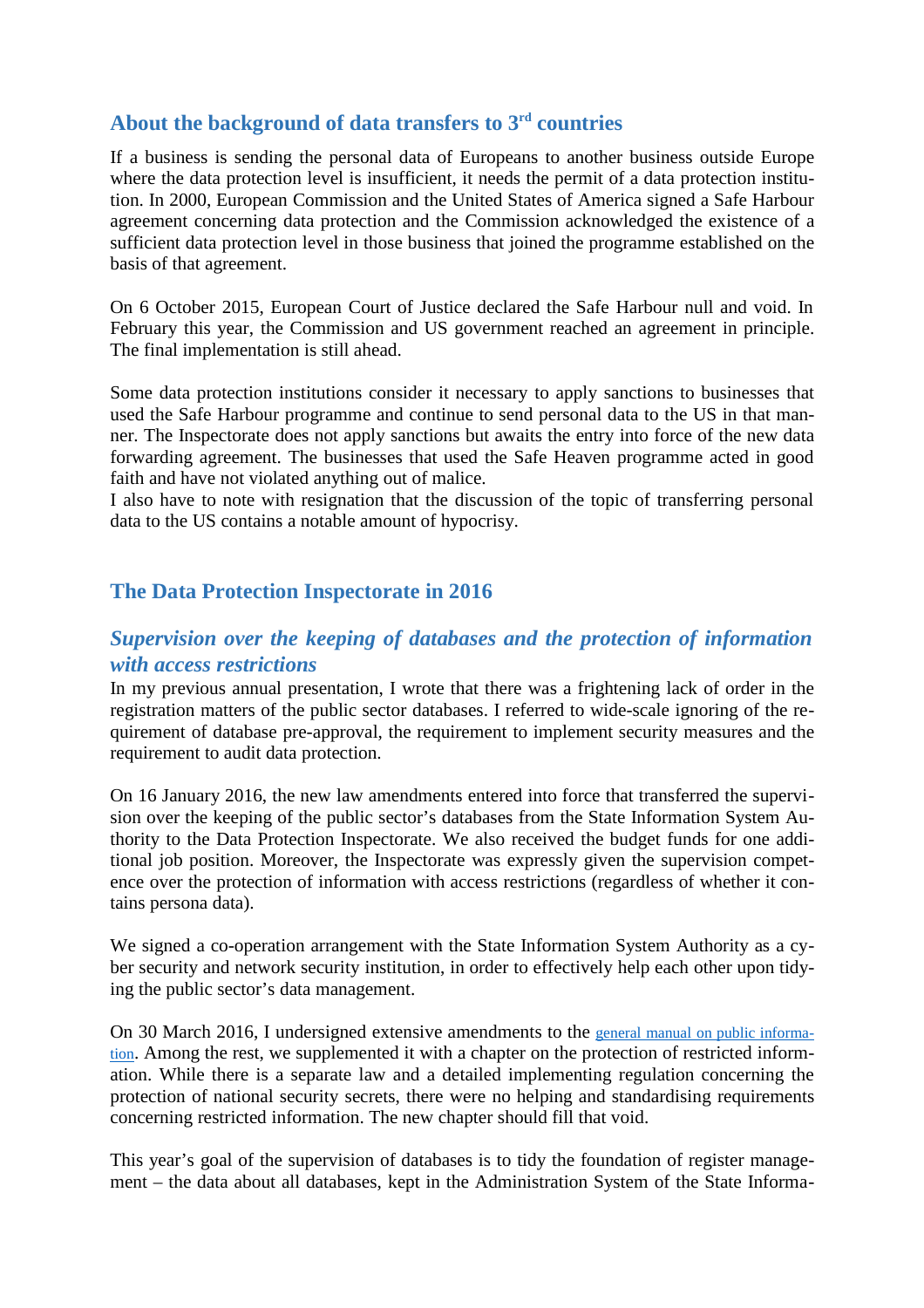## About the background of data transfers to 3rd countries

If a business is sending the personal data of Europeans to another business outside Europe where the data protection level is insufficient, it needs the permit of a data protection institution. In 2000, European Commission and the United States of America signed a Safe Harbour agreement concerning data protection and the Commission acknowledged the existence of a sufficient data protection level in those business that joined the programme established on the basis of that agreement.

On 6 October 2015, European Court of Justice declared the Safe Harbour null and void. In February this year, the Commission and US government reached an agreement in principle. The final implementation is still ahead.

Some data protection institutions consider it necessary to apply sanctions to businesses that used the Safe Harbour programme and continue to send personal data to the US in that manner. The Inspectorate does not apply sanctions but awaits the entry into force of the new data forwarding agreement. The businesses that used the Safe Heaven programme acted in good faith and have not violated anything out of malice.
I also have to note with resignation that the discussion of the topic of transferring personal data to the US contains a notable amount of hypocrisy.

## The Data Protection Inspectorate in 2016

### *Supervision over the keeping of databases and the protection of information with access restrictions*

In my previous annual presentation, I wrote that there was a frightening lack of order in the registration matters of the public sector databases. I referred to wide-scale ignoring of the requirement of database pre-approval, the requirement to implement security measures and the requirement to audit data protection.

On 16 January 2016, the new law amendments entered into force that transferred the supervision over the keeping of the public sector's databases from the State Information System Authority to the Data Protection Inspectorate. We also received the budget funds for one additional job position. Moreover, the Inspectorate was expressly given the supervision competence over the protection of information with access restrictions (regardless of whether it contains persona data).

We signed a co-operation arrangement with the State Information System Authority as a cyber security and network security institution, in order to effectively help each other upon tidying the public sector's data management.

On 30 March 2016, I undersigned extensive amendments to the general manual on public information. Among the rest, we supplemented it with a chapter on the protection of restricted information. While there is a separate law and a detailed implementing regulation concerning the protection of national security secrets, there were no helping and standardising requirements concerning restricted information. The new chapter should fill that void.

This year's goal of the supervision of databases is to tidy the foundation of register management – the data about all databases, kept in the Administration System of the State Informa-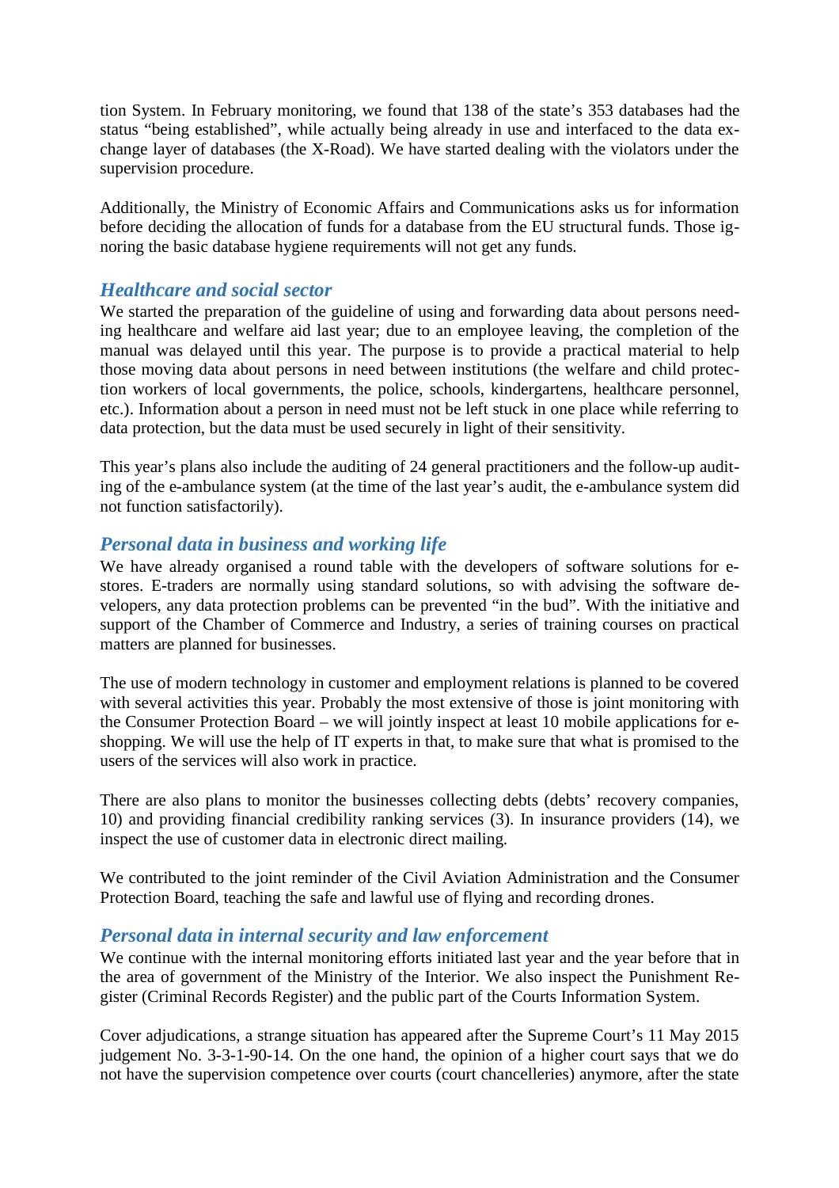tion System. In February monitoring, we found that 138 of the state's 353 databases had the status "being established", while actually being already in use and interfaced to the data exchange layer of databases (the X-Road). We have started dealing with the violators under the supervision procedure.

Additionally, the Ministry of Economic Affairs and Communications asks us for information before deciding the allocation of funds for a database from the EU structural funds. Those ignoring the basic database hygiene requirements will not get any funds.

## *Healthcare and social sector*

We started the preparation of the guideline of using and forwarding data about persons needing healthcare and welfare aid last year; due to an employee leaving, the completion of the manual was delayed until this year. The purpose is to provide a practical material to help those moving data about persons in need between institutions (the welfare and child protection workers of local governments, the police, schools, kindergartens, healthcare personnel, etc.). Information about a person in need must not be left stuck in one place while referring to data protection, but the data must be used securely in light of their sensitivity.

This year's plans also include the auditing of 24 general practitioners and the follow-up auditing of the e-ambulance system (at the time of the last year's audit, the e-ambulance system did not function satisfactorily).

## *Personal data in business and working life*

We have already organised a round table with the developers of software solutions for e-stores. E-traders are normally using standard solutions, so with advising the software developers, any data protection problems can be prevented "in the bud". With the initiative and support of the Chamber of Commerce and Industry, a series of training courses on practical matters are planned for businesses.

The use of modern technology in customer and employment relations is planned to be covered with several activities this year. Probably the most extensive of those is joint monitoring with the Consumer Protection Board – we will jointly inspect at least 10 mobile applications for e-shopping. We will use the help of IT experts in that, to make sure that what is promised to the users of the services will also work in practice.

There are also plans to monitor the businesses collecting debts (debts' recovery companies, 10) and providing financial credibility ranking services (3). In insurance providers (14), we inspect the use of customer data in electronic direct mailing.

We contributed to the joint reminder of the Civil Aviation Administration and the Consumer Protection Board, teaching the safe and lawful use of flying and recording drones.

## *Personal data in internal security and law enforcement*

We continue with the internal monitoring efforts initiated last year and the year before that in the area of government of the Ministry of the Interior. We also inspect the Punishment Register (Criminal Records Register) and the public part of the Courts Information System.

Cover adjudications, a strange situation has appeared after the Supreme Court's 11 May 2015 judgement No. 3-3-1-90-14. On the one hand, the opinion of a higher court says that we do not have the supervision competence over courts (court chancelleries) anymore, after the state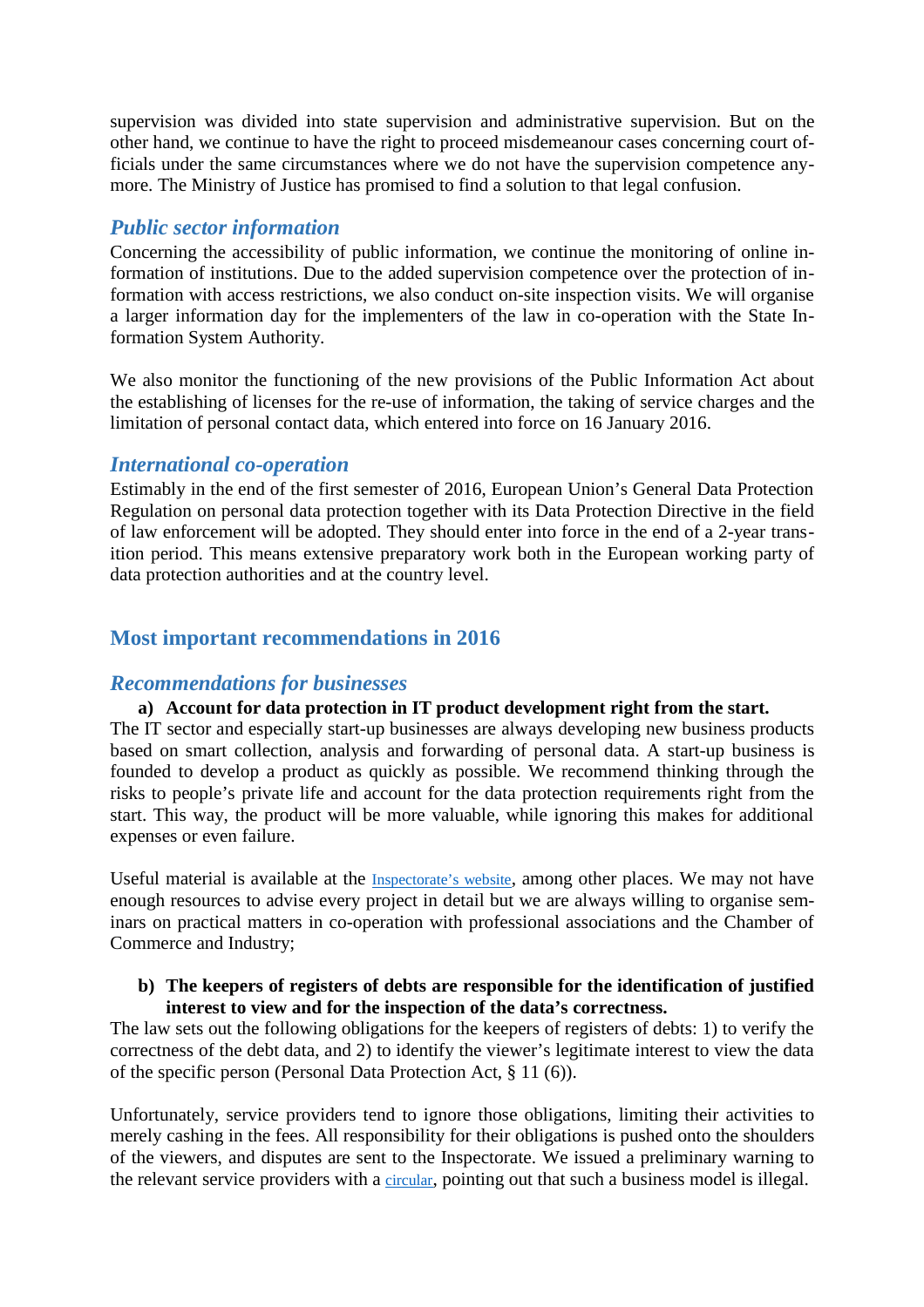supervision was divided into state supervision and administrative supervision. But on the other hand, we continue to have the right to proceed misdemeanour cases concerning court officials under the same circumstances where we do not have the supervision competence anymore. The Ministry of Justice has promised to find a solution to that legal confusion.

### *Public sector information*

Concerning the accessibility of public information, we continue the monitoring of online information of institutions. Due to the added supervision competence over the protection of information with access restrictions, we also conduct on-site inspection visits. We will organise a larger information day for the implementers of the law in co-operation with the State Information System Authority.

We also monitor the functioning of the new provisions of the Public Information Act about the establishing of licenses for the re-use of information, the taking of service charges and the limitation of personal contact data, which entered into force on 16 January 2016.

### *International co-operation*

Estimably in the end of the first semester of 2016, European Union's General Data Protection Regulation on personal data protection together with its Data Protection Directive in the field of law enforcement will be adopted. They should enter into force in the end of a 2-year transition period. This means extensive preparatory work both in the European working party of data protection authorities and at the country level.

## Most important recommendations in 2016

### *Recommendations for businesses*

**a) Account for data protection in IT product development right from the start.**

The IT sector and especially start-up businesses are always developing new business products based on smart collection, analysis and forwarding of personal data. A start-up business is founded to develop a product as quickly as possible. We recommend thinking through the risks to people's private life and account for the data protection requirements right from the start. This way, the product will be more valuable, while ignoring this makes for additional expenses or even failure.

Useful material is available at the Inspectorate's website, among other places. We may not have enough resources to advise every project in detail but we are always willing to organise seminars on practical matters in co-operation with professional associations and the Chamber of Commerce and Industry;

**b) The keepers of registers of debts are responsible for the identification of justified interest to view and for the inspection of the data's correctness.**

The law sets out the following obligations for the keepers of registers of debts: 1) to verify the correctness of the debt data, and 2) to identify the viewer's legitimate interest to view the data of the specific person (Personal Data Protection Act, § 11 (6)).

Unfortunately, service providers tend to ignore those obligations, limiting their activities to merely cashing in the fees. All responsibility for their obligations is pushed onto the shoulders of the viewers, and disputes are sent to the Inspectorate. We issued a preliminary warning to the relevant service providers with a circular, pointing out that such a business model is illegal.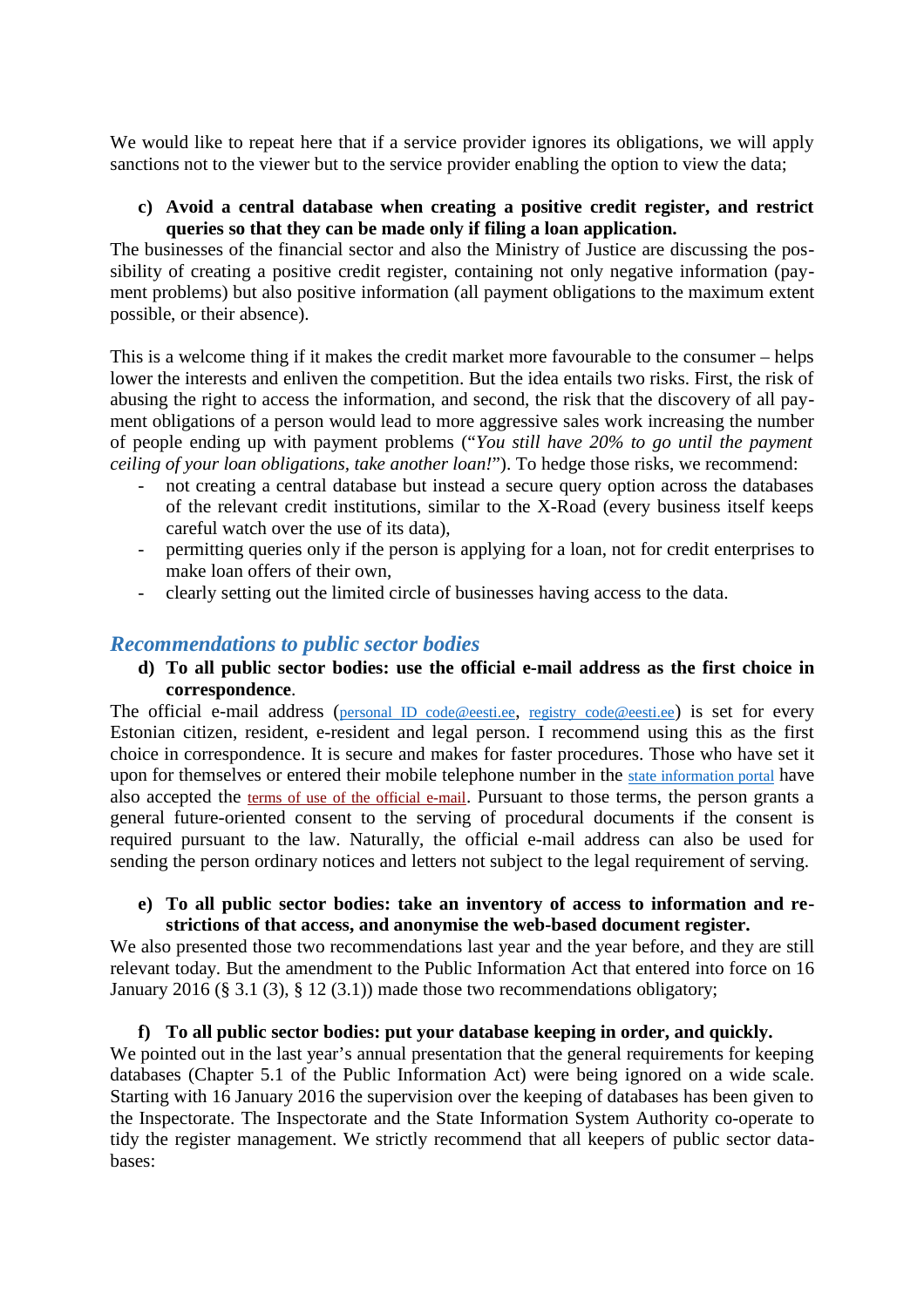We would like to repeat here that if a service provider ignores its obligations, we will apply sanctions not to the viewer but to the service provider enabling the option to view the data;

c) **Avoid a central database when creating a positive credit register, and restrict queries so that they can be made only if filing a loan application.**

The businesses of the financial sector and also the Ministry of Justice are discussing the possibility of creating a positive credit register, containing not only negative information (payment problems) but also positive information (all payment obligations to the maximum extent possible, or their absence).

This is a welcome thing if it makes the credit market more favourable to the consumer – helps lower the interests and enliven the competition. But the idea entails two risks. First, the risk of abusing the right to access the information, and second, the risk that the discovery of all payment obligations of a person would lead to more aggressive sales work increasing the number of people ending up with payment problems ("*You still have 20% to go until the payment ceiling of your loan obligations, take another loan!*"). To hedge those risks, we recommend:

- not creating a central database but instead a secure query option across the databases of the relevant credit institutions, similar to the X-Road (every business itself keeps careful watch over the use of its data),
- permitting queries only if the person is applying for a loan, not for credit enterprises to make loan offers of their own,
- clearly setting out the limited circle of businesses having access to the data.

## *Recommendations to public sector bodies*

d) **To all public sector bodies: use the official e-mail address as the first choice in correspondence**.

The official e-mail address (personal_ID_code@eesti.ee, registry_code@eesti.ee) is set for every Estonian citizen, resident, e-resident and legal person. I recommend using this as the first choice in correspondence. It is secure and makes for faster procedures. Those who have set it upon for themselves or entered their mobile telephone number in the state information portal have also accepted the terms of use of the official e-mail. Pursuant to those terms, the person grants a general future-oriented consent to the serving of procedural documents if the consent is required pursuant to the law. Naturally, the official e-mail address can also be used for sending the person ordinary notices and letters not subject to the legal requirement of serving.

e) **To all public sector bodies: take an inventory of access to information and restrictions of that access, and anonymise the web-based document register.**

We also presented those two recommendations last year and the year before, and they are still relevant today. But the amendment to the Public Information Act that entered into force on 16 January 2016 (§ 3.1 (3), § 12 (3.1)) made those two recommendations obligatory;

f) **To all public sector bodies: put your database keeping in order, and quickly.**

We pointed out in the last year's annual presentation that the general requirements for keeping databases (Chapter 5.1 of the Public Information Act) were being ignored on a wide scale. Starting with 16 January 2016 the supervision over the keeping of databases has been given to the Inspectorate. The Inspectorate and the State Information System Authority co-operate to tidy the register management. We strictly recommend that all keepers of public sector databases: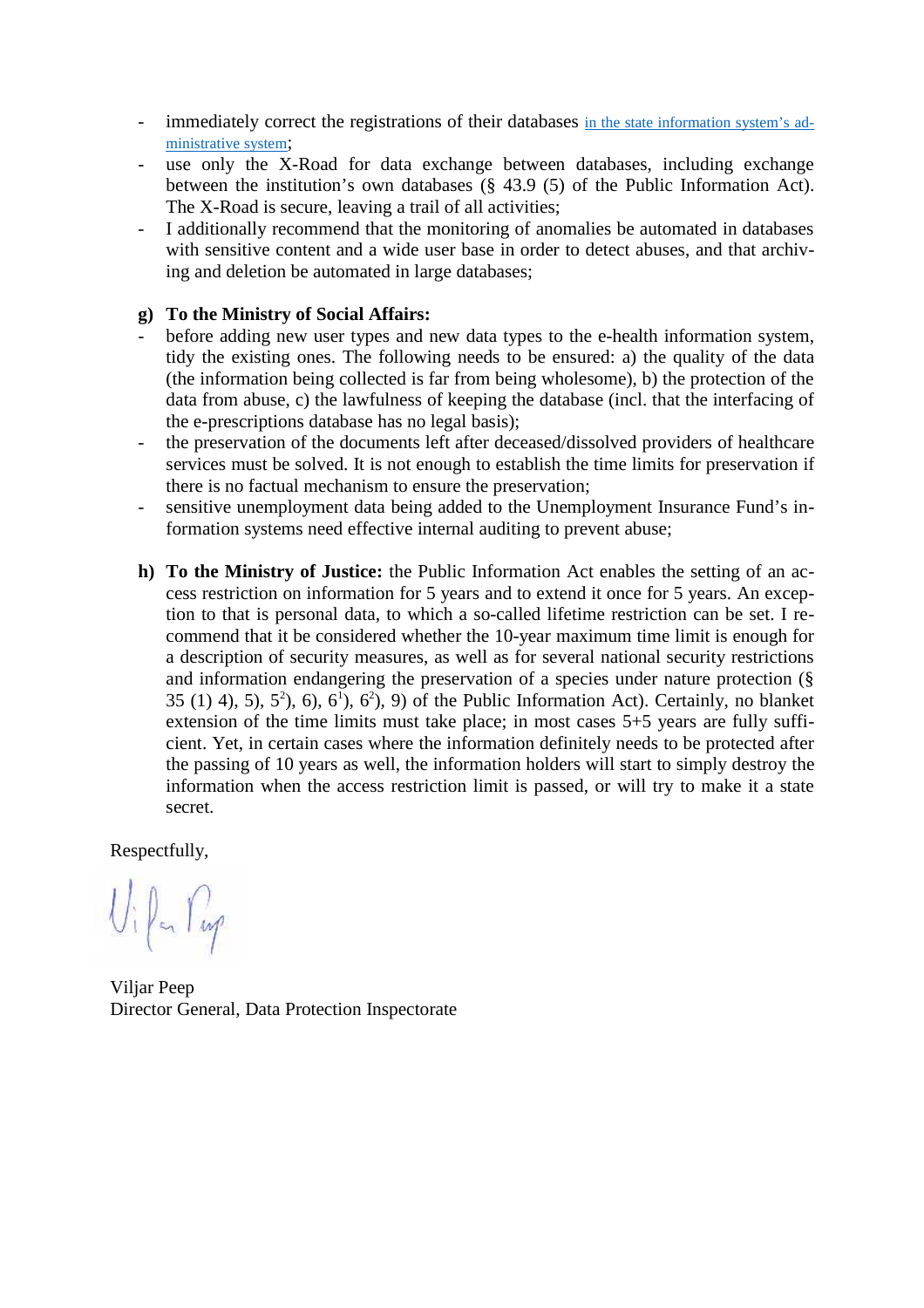- immediately correct the registrations of their databases in the state information system's administrative system;
- use only the X-Road for data exchange between databases, including exchange between the institution's own databases (§ 43.9 (5) of the Public Information Act). The X-Road is secure, leaving a trail of all activities;
- I additionally recommend that the monitoring of anomalies be automated in databases with sensitive content and a wide user base in order to detect abuses, and that archiving and deletion be automated in large databases;

**g) To the Ministry of Social Affairs:**

- before adding new user types and new data types to the e-health information system, tidy the existing ones. The following needs to be ensured: a) the quality of the data (the information being collected is far from being wholesome), b) the protection of the data from abuse, c) the lawfulness of keeping the database (incl. that the interfacing of the e-prescriptions database has no legal basis);
- the preservation of the documents left after deceased/dissolved providers of healthcare services must be solved. It is not enough to establish the time limits for preservation if there is no factual mechanism to ensure the preservation;
- sensitive unemployment data being added to the Unemployment Insurance Fund's information systems need effective internal auditing to prevent abuse;

**h) To the Ministry of Justice:** the Public Information Act enables the setting of an access restriction on information for 5 years and to extend it once for 5 years. An exception to that is personal data, to which a so-called lifetime restriction can be set. I recommend that it be considered whether the 10-year maximum time limit is enough for a description of security measures, as well as for several national security restrictions and information endangering the preservation of a species under nature protection (§ 35 (1) 4), 5), 5[2]), 6), 6[1]), 6[2]), 9) of the Public Information Act). Certainly, no blanket extension of the time limits must take place; in most cases 5+5 years are fully sufficient. Yet, in certain cases where the information definitely needs to be protected after the passing of 10 years as well, the information holders will start to simply destroy the information when the access restriction limit is passed, or will try to make it a state secret.

Respectfully,

Viljar Peep
Director General, Data Protection Inspectorate